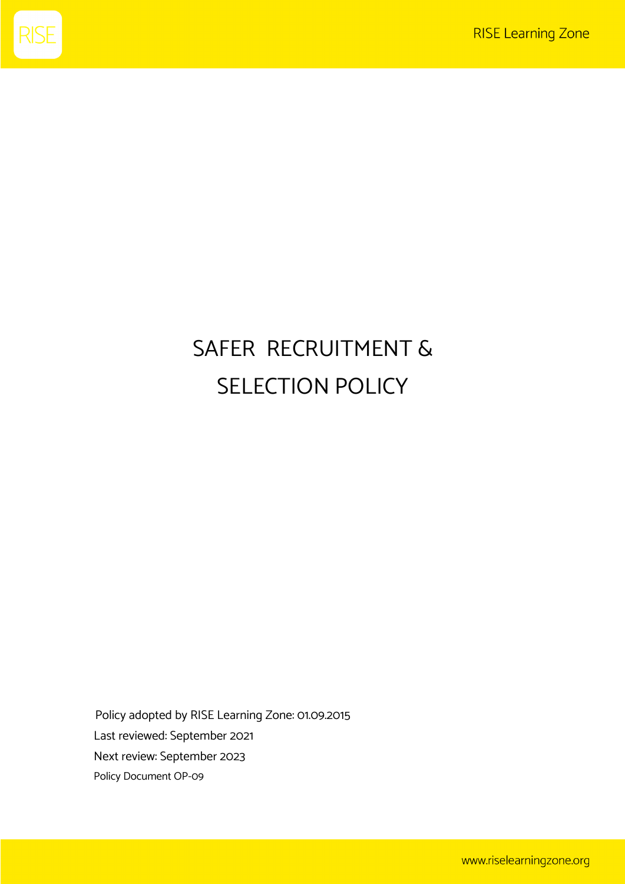# SAFER RECRUITMENT & SELECTION POLICY

Policy adopted by RISE Learning Zone: 01.09.2015

Last reviewed: September 2021

Next review: September 2023

Policy Document OP-09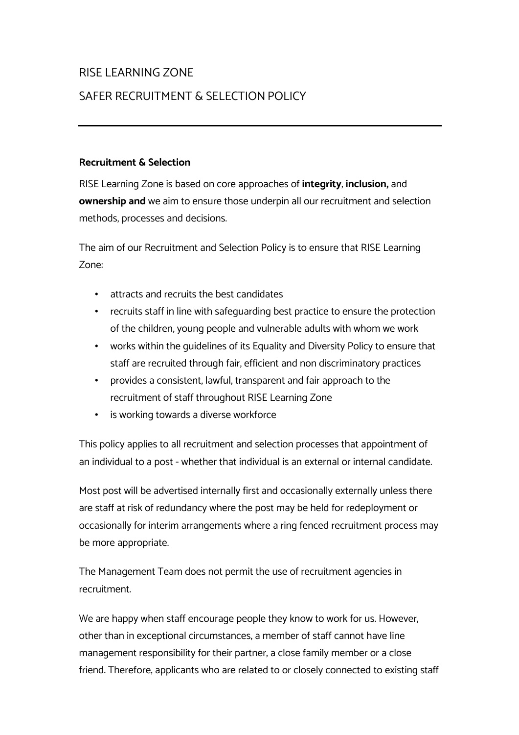RISE LEARNING ZONE

SAFER RECRUITMENT & SELECTION POLICY

---

**Recruitment & Selection**

RISE Learning Zone is based on core approaches of **integrity**, **inclusion,** and **ownership and** we aim to ensure those underpin all our recruitment and selection methods, processes and decisions.

The aim of our Recruitment and Selection Policy is to ensure that RISE Learning Zone:

- attracts and recruits the best candidates
- recruits staff in line with safeguarding best practice to ensure the protection of the children, young people and vulnerable adults with whom we work
- works within the guidelines of its Equality and Diversity Policy to ensure that staff are recruited through fair, efficient and non discriminatory practices
- provides a consistent, lawful, transparent and fair approach to the recruitment of staff throughout RISE Learning Zone
- is working towards a diverse workforce

This policy applies to all recruitment and selection processes that appointment of an individual to a post - whether that individual is an external or internal candidate.

Most post will be advertised internally first and occasionally externally unless there are staff at risk of redundancy where the post may be held for redeployment or occasionally for interim arrangements where a ring fenced recruitment process may be more appropriate.

The Management Team does not permit the use of recruitment agencies in recruitment.

We are happy when staff encourage people they know to work for us. However, other than in exceptional circumstances, a member of staff cannot have line management responsibility for their partner, a close family member or a close friend. Therefore, applicants who are related to or closely connected to existing staff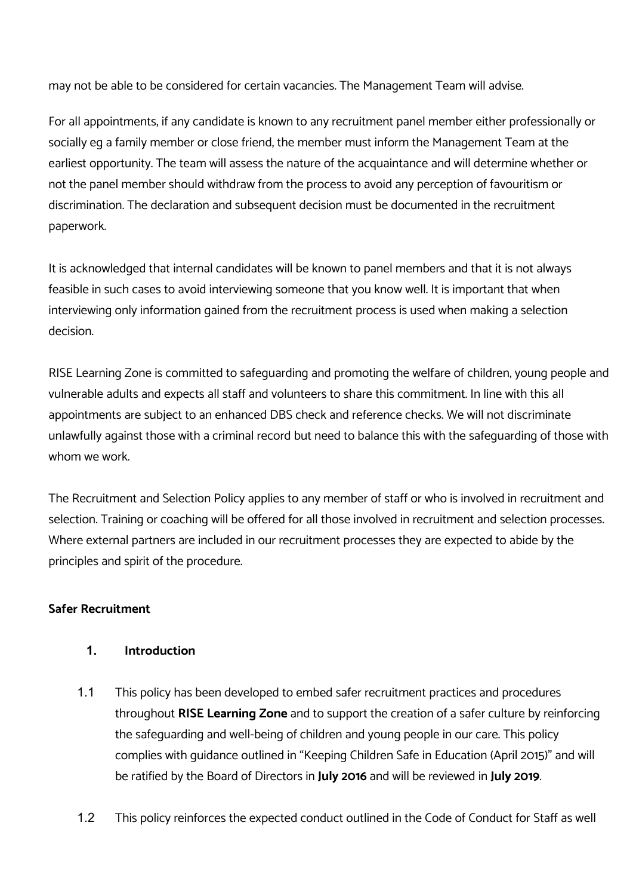may not be able to be considered for certain vacancies. The Management Team will advise.

For all appointments, if any candidate is known to any recruitment panel member either professionally or socially eg a family member or close friend, the member must inform the Management Team at the earliest opportunity. The team will assess the nature of the acquaintance and will determine whether or not the panel member should withdraw from the process to avoid any perception of favouritism or discrimination. The declaration and subsequent decision must be documented in the recruitment paperwork.

It is acknowledged that internal candidates will be known to panel members and that it is not always feasible in such cases to avoid interviewing someone that you know well. It is important that when interviewing only information gained from the recruitment process is used when making a selection decision.

RISE Learning Zone is committed to safeguarding and promoting the welfare of children, young people and vulnerable adults and expects all staff and volunteers to share this commitment. In line with this all appointments are subject to an enhanced DBS check and reference checks. We will not discriminate unlawfully against those with a criminal record but need to balance this with the safeguarding of those with whom we work.

The Recruitment and Selection Policy applies to any member of staff or who is involved in recruitment and selection. Training or coaching will be offered for all those involved in recruitment and selection processes. Where external partners are included in our recruitment processes they are expected to abide by the principles and spirit of the procedure.

**Safer Recruitment**

**1. Introduction**

1.1 This policy has been developed to embed safer recruitment practices and procedures throughout **RISE Learning Zone** and to support the creation of a safer culture by reinforcing the safeguarding and well-being of children and young people in our care. This policy complies with guidance outlined in "Keeping Children Safe in Education (April 2015)" and will be ratified by the Board of Directors in **July 2016** and will be reviewed in **July 2019**.

1.2 This policy reinforces the expected conduct outlined in the Code of Conduct for Staff as well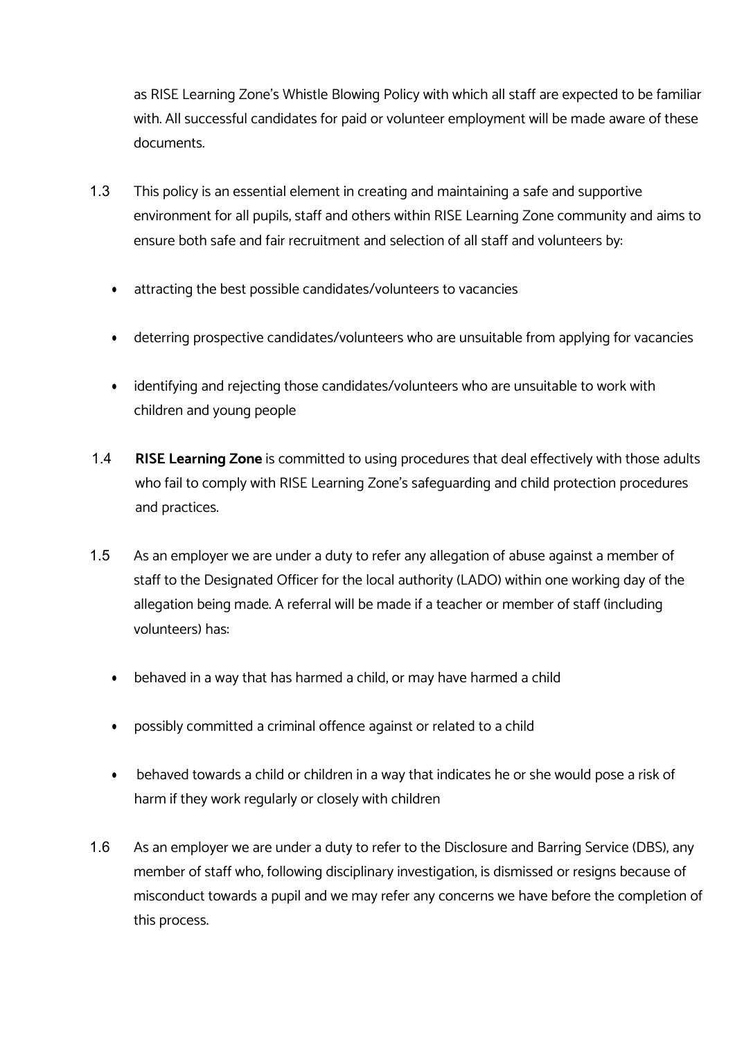as RISE Learning Zone's Whistle Blowing Policy with which all staff are expected to be familiar with. All successful candidates for paid or volunteer employment will be made aware of these documents.

1.3 This policy is an essential element in creating and maintaining a safe and supportive environment for all pupils, staff and others within RISE Learning Zone community and aims to ensure both safe and fair recruitment and selection of all staff and volunteers by:

- attracting the best possible candidates/volunteers to vacancies
- deterring prospective candidates/volunteers who are unsuitable from applying for vacancies
- identifying and rejecting those candidates/volunteers who are unsuitable to work with children and young people

1.4 **RISE Learning Zone** is committed to using procedures that deal effectively with those adults who fail to comply with RISE Learning Zone's safeguarding and child protection procedures and practices.

1.5 As an employer we are under a duty to refer any allegation of abuse against a member of staff to the Designated Officer for the local authority (LADO) within one working day of the allegation being made. A referral will be made if a teacher or member of staff (including volunteers) has:

- behaved in a way that has harmed a child, or may have harmed a child
- possibly committed a criminal offence against or related to a child
- behaved towards a child or children in a way that indicates he or she would pose a risk of harm if they work regularly or closely with children

1.6 As an employer we are under a duty to refer to the Disclosure and Barring Service (DBS), any member of staff who, following disciplinary investigation, is dismissed or resigns because of misconduct towards a pupil and we may refer any concerns we have before the completion of this process.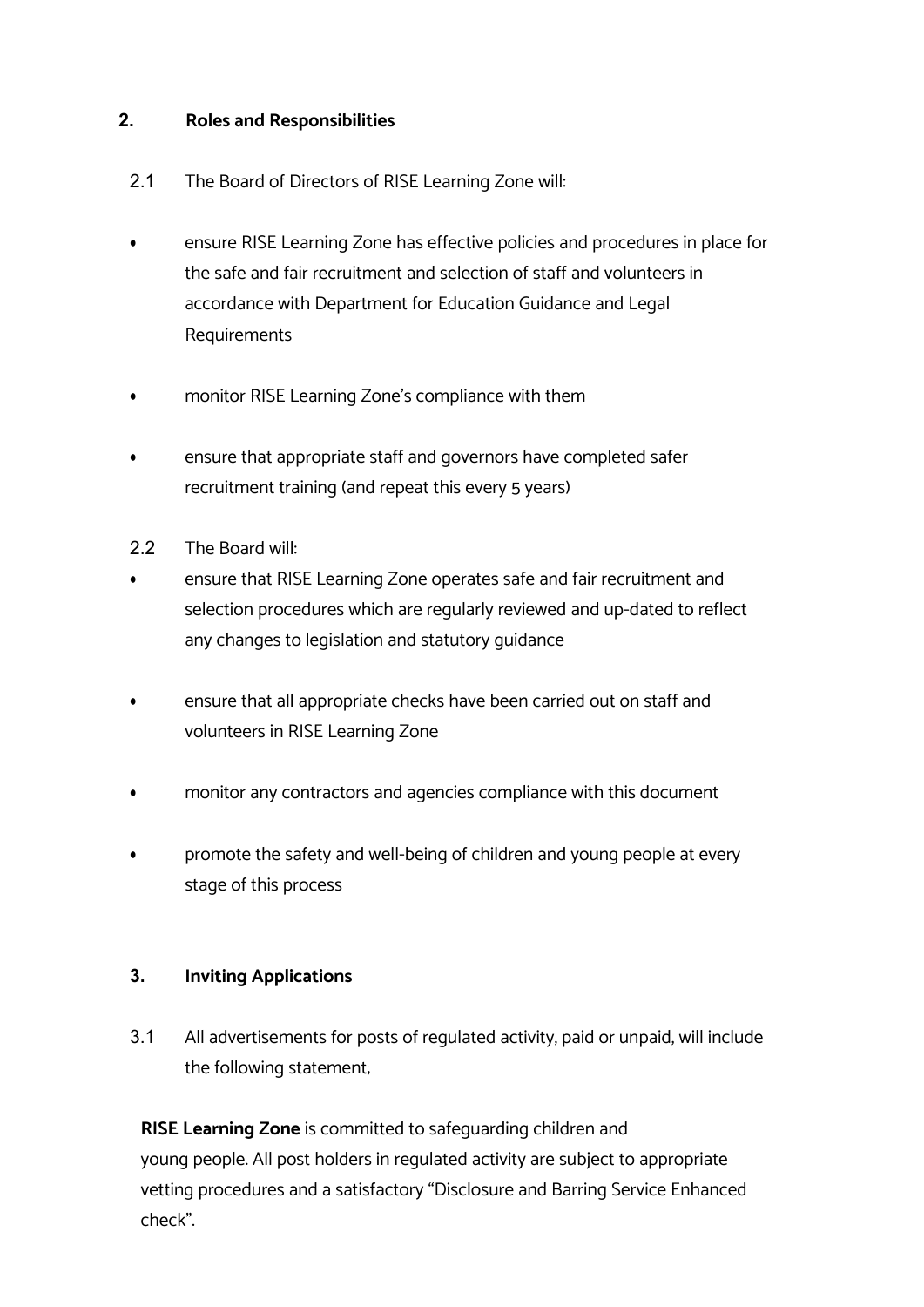## 2. Roles and Responsibilities

2.1 The Board of Directors of RISE Learning Zone will:

- ensure RISE Learning Zone has effective policies and procedures in place for the safe and fair recruitment and selection of staff and volunteers in accordance with Department for Education Guidance and Legal Requirements
- monitor RISE Learning Zone's compliance with them
- ensure that appropriate staff and governors have completed safer recruitment training (and repeat this every 5 years)

2.2 The Board will:

- ensure that RISE Learning Zone operates safe and fair recruitment and selection procedures which are regularly reviewed and up-dated to reflect any changes to legislation and statutory guidance
- ensure that all appropriate checks have been carried out on staff and volunteers in RISE Learning Zone
- monitor any contractors and agencies compliance with this document
- promote the safety and well-being of children and young people at every stage of this process

## 3. Inviting Applications

3.1 All advertisements for posts of regulated activity, paid or unpaid, will include the following statement,

**RISE Learning Zone** is committed to safeguarding children and young people. All post holders in regulated activity are subject to appropriate vetting procedures and a satisfactory "Disclosure and Barring Service Enhanced check".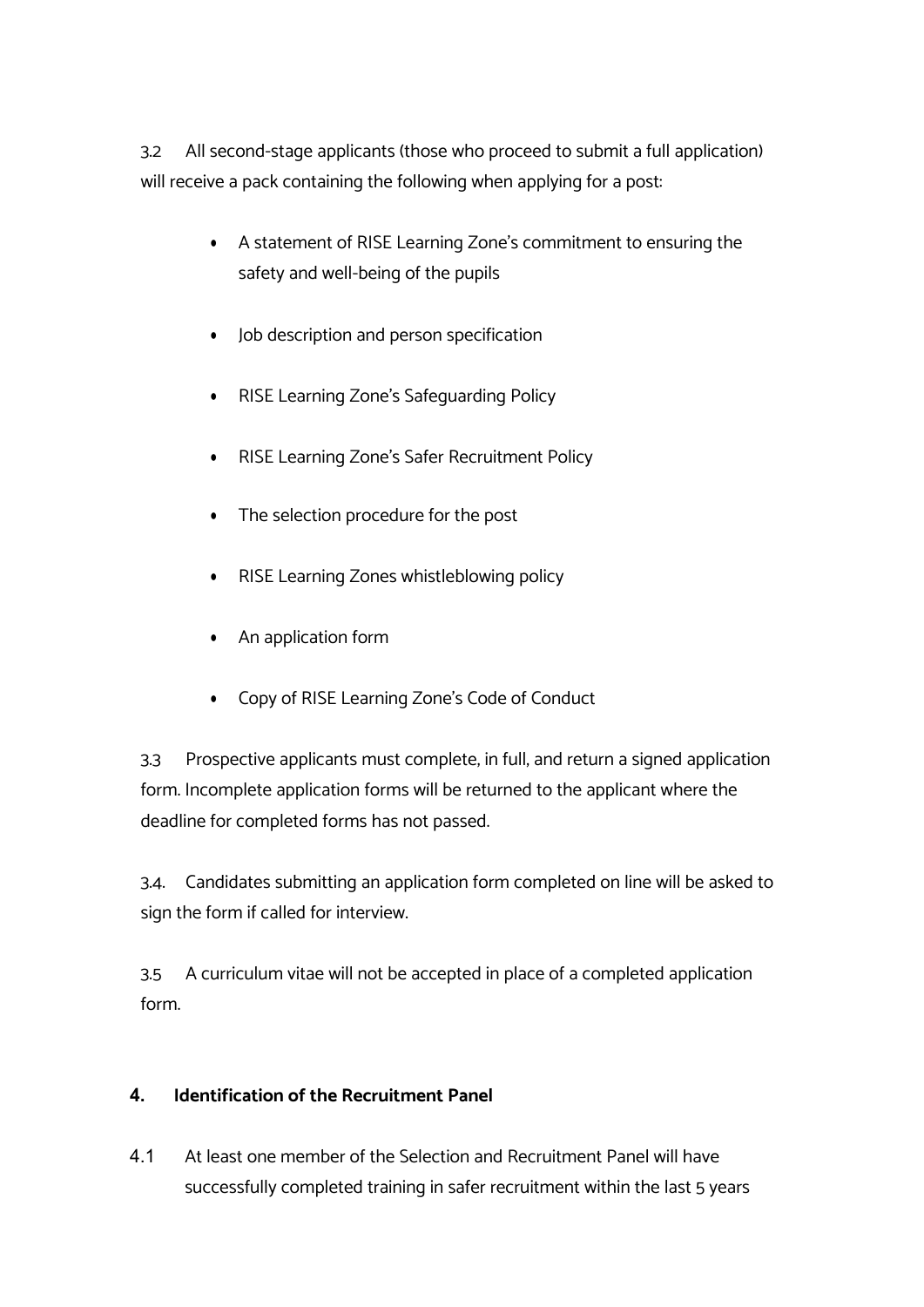3.2 All second-stage applicants (those who proceed to submit a full application) will receive a pack containing the following when applying for a post:

- A statement of RISE Learning Zone's commitment to ensuring the safety and well-being of the pupils
- Job description and person specification
- RISE Learning Zone's Safeguarding Policy
- RISE Learning Zone's Safer Recruitment Policy
- The selection procedure for the post
- RISE Learning Zones whistleblowing policy
- An application form
- Copy of RISE Learning Zone's Code of Conduct

3.3 Prospective applicants must complete, in full, and return a signed application form. Incomplete application forms will be returned to the applicant where the deadline for completed forms has not passed.

3.4. Candidates submitting an application form completed on line will be asked to sign the form if called for interview.

3.5 A curriculum vitae will not be accepted in place of a completed application form.

## 4. Identification of the Recruitment Panel

4.1 At least one member of the Selection and Recruitment Panel will have successfully completed training in safer recruitment within the last 5 years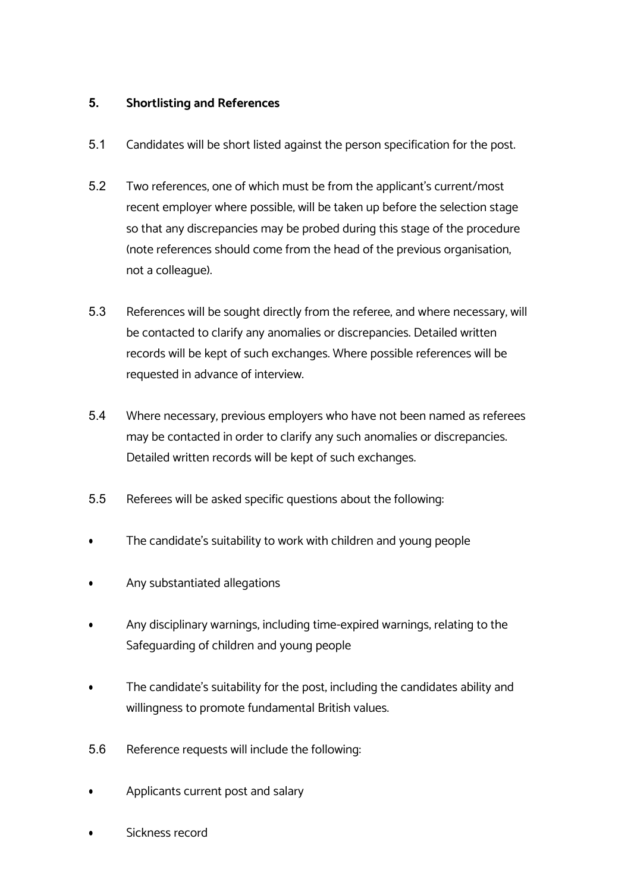## 5. Shortlisting and References

5.1 Candidates will be short listed against the person specification for the post.

5.2 Two references, one of which must be from the applicant's current/most recent employer where possible, will be taken up before the selection stage so that any discrepancies may be probed during this stage of the procedure (note references should come from the head of the previous organisation, not a colleague).

5.3 References will be sought directly from the referee, and where necessary, will be contacted to clarify any anomalies or discrepancies. Detailed written records will be kept of such exchanges. Where possible references will be requested in advance of interview.

5.4 Where necessary, previous employers who have not been named as referees may be contacted in order to clarify any such anomalies or discrepancies. Detailed written records will be kept of such exchanges.

5.5 Referees will be asked specific questions about the following:

- The candidate's suitability to work with children and young people
- Any substantiated allegations
- Any disciplinary warnings, including time-expired warnings, relating to the Safeguarding of children and young people
- The candidate's suitability for the post, including the candidates ability and willingness to promote fundamental British values.

5.6 Reference requests will include the following:

- Applicants current post and salary
- Sickness record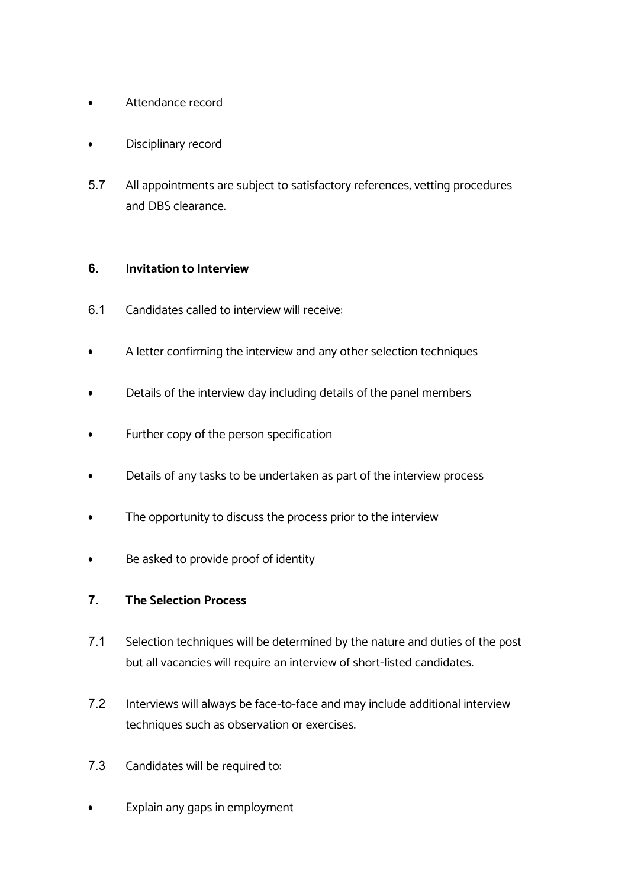- Attendance record
- Disciplinary record

5.7 All appointments are subject to satisfactory references, vetting procedures and DBS clearance.

## 6. Invitation to Interview

6.1 Candidates called to interview will receive:

- A letter confirming the interview and any other selection techniques
- Details of the interview day including details of the panel members
- Further copy of the person specification
- Details of any tasks to be undertaken as part of the interview process
- The opportunity to discuss the process prior to the interview
- Be asked to provide proof of identity

## 7. The Selection Process

7.1 Selection techniques will be determined by the nature and duties of the post but all vacancies will require an interview of short-listed candidates.

7.2 Interviews will always be face-to-face and may include additional interview techniques such as observation or exercises.

7.3 Candidates will be required to:

- Explain any gaps in employment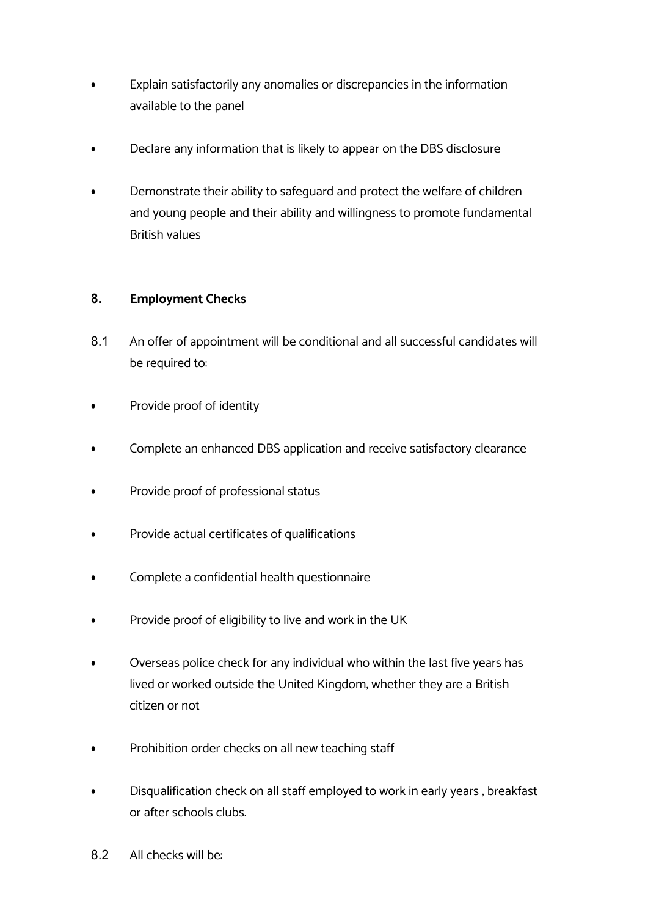- Explain satisfactorily any anomalies or discrepancies in the information available to the panel
- Declare any information that is likely to appear on the DBS disclosure
- Demonstrate their ability to safeguard and protect the welfare of children and young people and their ability and willingness to promote fundamental British values

## 8. Employment Checks

8.1 An offer of appointment will be conditional and all successful candidates will be required to:

- Provide proof of identity
- Complete an enhanced DBS application and receive satisfactory clearance
- Provide proof of professional status
- Provide actual certificates of qualifications
- Complete a confidential health questionnaire
- Provide proof of eligibility to live and work in the UK
- Overseas police check for any individual who within the last five years has lived or worked outside the United Kingdom, whether they are a British citizen or not
- Prohibition order checks on all new teaching staff
- Disqualification check on all staff employed to work in early years , breakfast or after schools clubs.

8.2 All checks will be: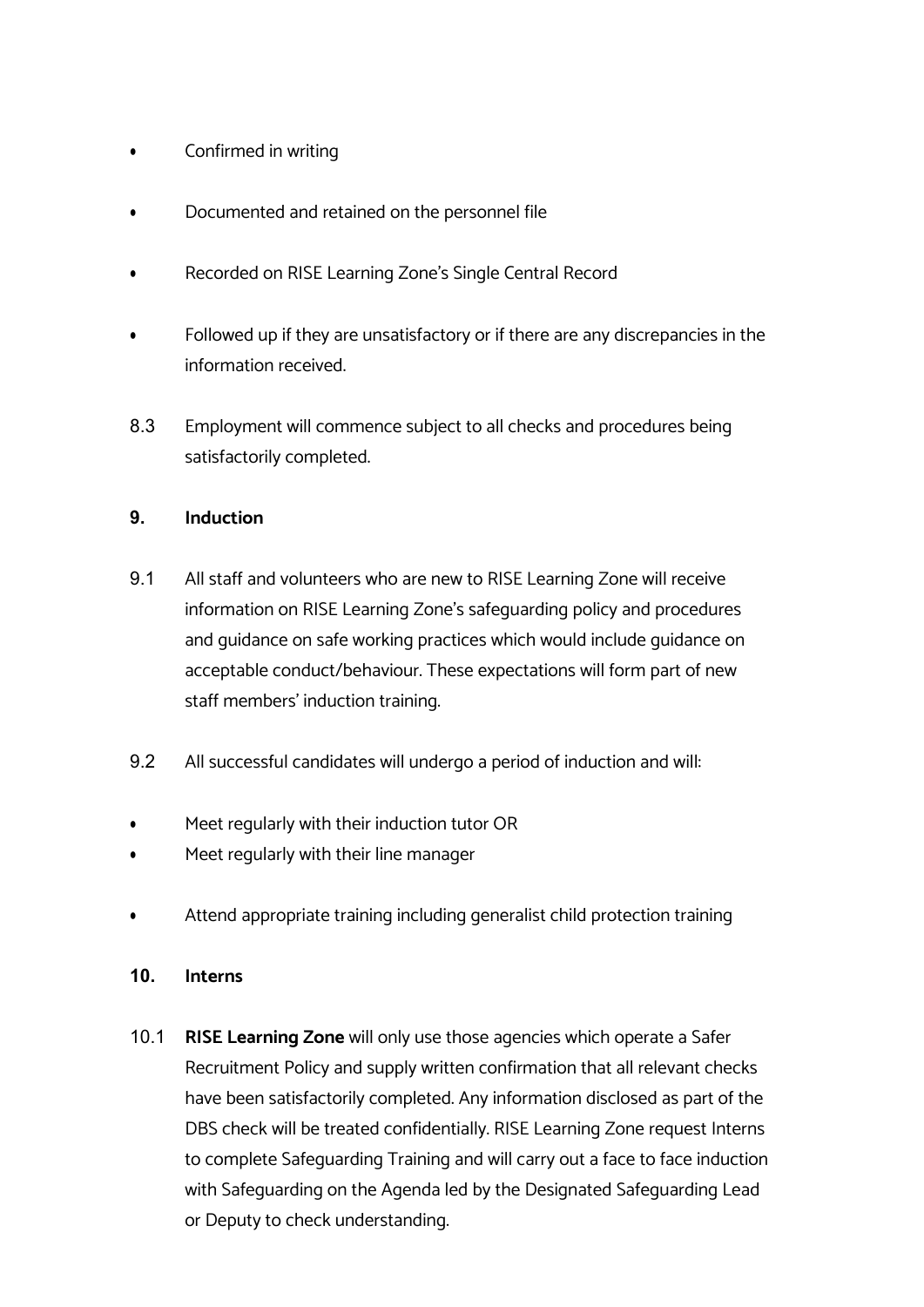- Confirmed in writing
- Documented and retained on the personnel file
- Recorded on RISE Learning Zone's Single Central Record
- Followed up if they are unsatisfactory or if there are any discrepancies in the information received.

8.3 Employment will commence subject to all checks and procedures being satisfactorily completed.

## 9. Induction

9.1 All staff and volunteers who are new to RISE Learning Zone will receive information on RISE Learning Zone's safeguarding policy and procedures and guidance on safe working practices which would include guidance on acceptable conduct/behaviour. These expectations will form part of new staff members' induction training.

9.2 All successful candidates will undergo a period of induction and will:

- Meet regularly with their induction tutor OR
- Meet regularly with their line manager
- Attend appropriate training including generalist child protection training

## 10. Interns

10.1 **RISE Learning Zone** will only use those agencies which operate a Safer Recruitment Policy and supply written confirmation that all relevant checks have been satisfactorily completed. Any information disclosed as part of the DBS check will be treated confidentially. RISE Learning Zone request Interns to complete Safeguarding Training and will carry out a face to face induction with Safeguarding on the Agenda led by the Designated Safeguarding Lead or Deputy to check understanding.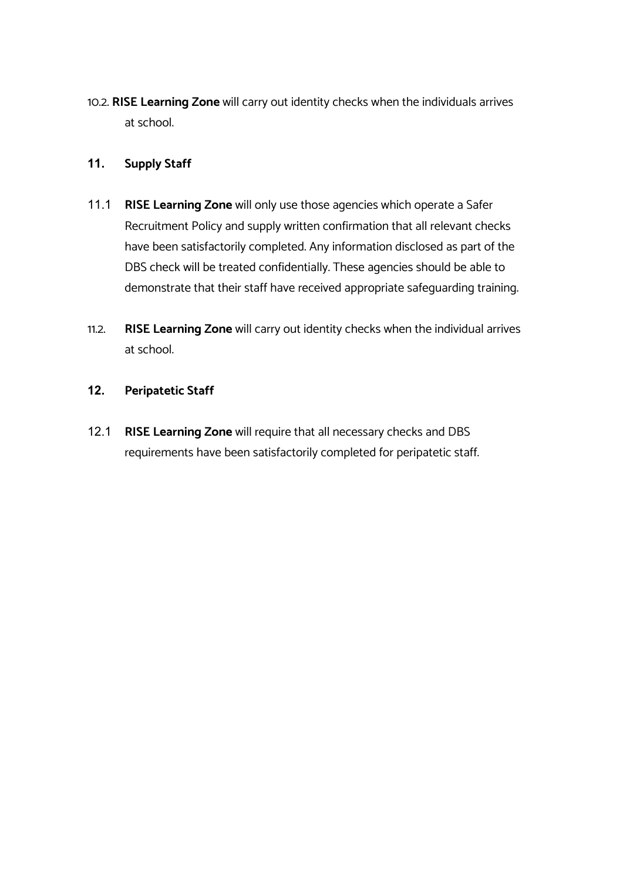10.2. **RISE Learning Zone** will carry out identity checks when the individuals arrives at school.

## 11. Supply Staff

11.1 **RISE Learning Zone** will only use those agencies which operate a Safer Recruitment Policy and supply written confirmation that all relevant checks have been satisfactorily completed. Any information disclosed as part of the DBS check will be treated confidentially. These agencies should be able to demonstrate that their staff have received appropriate safeguarding training.

11.2. **RISE Learning Zone** will carry out identity checks when the individual arrives at school.

## 12. Peripatetic Staff

12.1 **RISE Learning Zone** will require that all necessary checks and DBS requirements have been satisfactorily completed for peripatetic staff.